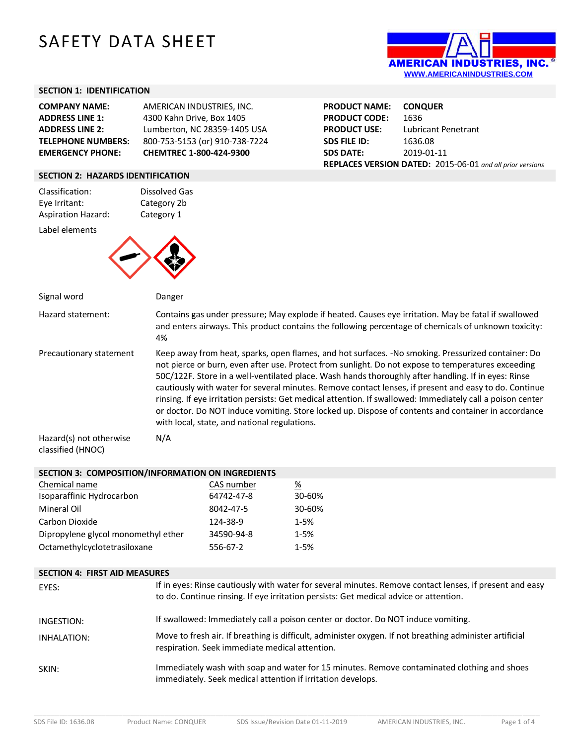# SAFETY DATA SHEET

AMERICAN INDUSTRIES, INC.®
WWW.AMERICANINDUSTRIES.COM

## SECTION 1: IDENTIFICATION

| | |
|---|---|
| **COMPANY NAME:** | AMERICAN INDUSTRIES, INC. |
| **ADDRESS LINE 1:** | 4300 Kahn Drive, Box 1405 |
| **ADDRESS LINE 2:** | Lumberton, NC 28359-1405 USA |
| **TELEPHONE NUMBERS:** | 800-753-5153 (or) 910-738-7224 |
| **EMERGENCY PHONE:** | **CHEMTREC 1-800-424-9300** |

| | |
|---|---|
| **PRODUCT NAME:** | **CONQUER** |
| **PRODUCT CODE:** | 1636 |
| **PRODUCT USE:** | Lubricant Penetrant |
| **SDS FILE ID:** | 1636.08 |
| **SDS DATE:** | 2019-01-11 |
| **REPLACES VERSION DATED:** | 2015-06-01 *and all prior versions* |

## SECTION 2: HAZARDS IDENTIFICATION

| | |
|---|---|
| Classification: | Dissolved Gas |
| Eye Irritant: | Category 2b |
| Aspiration Hazard: | Category 1 |

Label elements

Signal word: Danger

Hazard statement: Contains gas under pressure; May explode if heated. Causes eye irritation. May be fatal if swallowed and enters airways. This product contains the following percentage of chemicals of unknown toxicity: 4%

Precautionary statement: Keep away from heat, sparks, open flames, and hot surfaces. -No smoking. Pressurized container: Do not pierce or burn, even after use. Protect from sunlight. Do not expose to temperatures exceeding 50C/122F. Store in a well-ventilated place. Wash hands thoroughly after handling. If in eyes: Rinse cautiously with water for several minutes. Remove contact lenses, if present and easy to do. Continue rinsing. If eye irritation persists: Get medical attention. If swallowed: Immediately call a poison center or doctor. Do NOT induce vomiting. Store locked up. Dispose of contents and container in accordance with local, state, and national regulations.

Hazard(s) not otherwise classified (HNOC): N/A

## SECTION 3: COMPOSITION/INFORMATION ON INGREDIENTS

| Chemical name | CAS number | % |
|---|---|---|
| Isoparaffinic Hydrocarbon | 64742-47-8 | 30-60% |
| Mineral Oil | 8042-47-5 | 30-60% |
| Carbon Dioxide | 124-38-9 | 1-5% |
| Dipropylene glycol monomethyl ether | 34590-94-8 | 1-5% |
| Octamethylcyclotetrasiloxane | 556-67-2 | 1-5% |

## SECTION 4: FIRST AID MEASURES

EYES: If in eyes: Rinse cautiously with water for several minutes. Remove contact lenses, if present and easy to do. Continue rinsing. If eye irritation persists: Get medical advice or attention.

INGESTION: If swallowed: Immediately call a poison center or doctor. Do NOT induce vomiting.

INHALATION: Move to fresh air. If breathing is difficult, administer oxygen. If not breathing administer artificial respiration. Seek immediate medical attention.

SKIN: Immediately wash with soap and water for 15 minutes. Remove contaminated clothing and shoes immediately. Seek medical attention if irritation develops.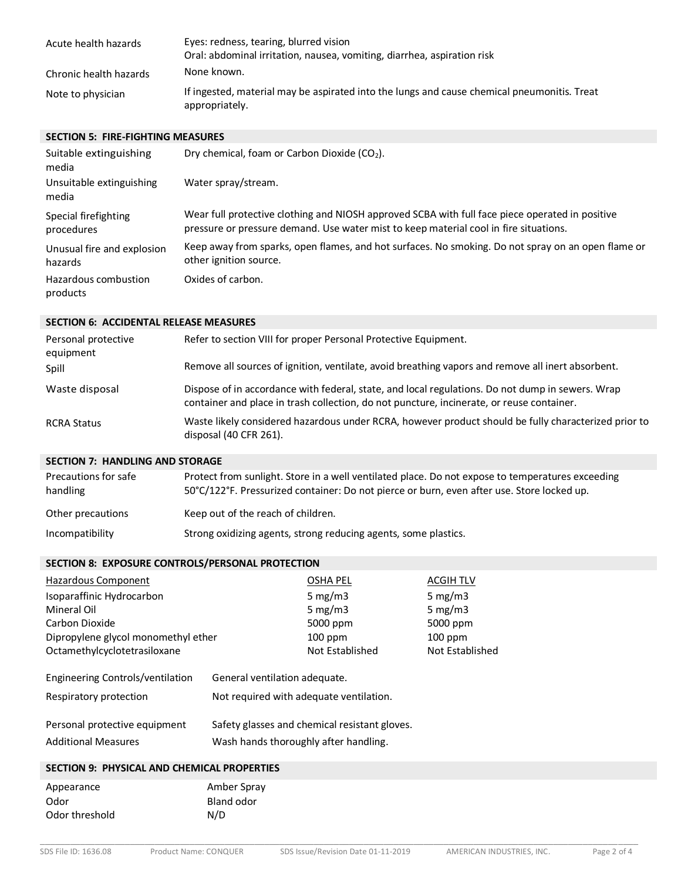| | |
|---|---|
| Acute health hazards | Eyes: redness, tearing, blurred vision<br>Oral: abdominal irritation, nausea, vomiting, diarrhea, aspiration risk |
| Chronic health hazards | None known. |
| Note to physician | If ingested, material may be aspirated into the lungs and cause chemical pneumonitis. Treat appropriately. |

## SECTION 5: FIRE-FIGHTING MEASURES

| | |
|---|---|
| Suitable extinguishing media | Dry chemical, foam or Carbon Dioxide ($CO_2$). |
| Unsuitable extinguishing media | Water spray/stream. |
| Special firefighting procedures | Wear full protective clothing and NIOSH approved SCBA with full face piece operated in positive pressure or pressure demand. Use water mist to keep material cool in fire situations. |
| Unusual fire and explosion hazards | Keep away from sparks, open flames, and hot surfaces. No smoking. Do not spray on an open flame or other ignition source. |
| Hazardous combustion products | Oxides of carbon. |

## SECTION 6: ACCIDENTAL RELEASE MEASURES

| | |
|---|---|
| Personal protective equipment | Refer to section VIII for proper Personal Protective Equipment. |
| Spill | Remove all sources of ignition, ventilate, avoid breathing vapors and remove all inert absorbent. |
| Waste disposal | Dispose of in accordance with federal, state, and local regulations. Do not dump in sewers. Wrap container and place in trash collection, do not puncture, incinerate, or reuse container. |
| RCRA Status | Waste likely considered hazardous under RCRA, however product should be fully characterized prior to disposal (40 CFR 261). |

## SECTION 7: HANDLING AND STORAGE

| | |
|---|---|
| Precautions for safe handling | Protect from sunlight. Store in a well ventilated place. Do not expose to temperatures exceeding 50°C/122°F. Pressurized container: Do not pierce or burn, even after use. Store locked up. |
| Other precautions | Keep out of the reach of children. |
| Incompatibility | Strong oxidizing agents, strong reducing agents, some plastics. |

## SECTION 8: EXPOSURE CONTROLS/PERSONAL PROTECTION

| Hazardous Component | OSHA PEL | ACGIH TLV |
|---|---|---|
| Isoparaffinic Hydrocarbon | 5 mg/m3 | 5 mg/m3 |
| Mineral Oil | 5 mg/m3 | 5 mg/m3 |
| Carbon Dioxide | 5000 ppm | 5000 ppm |
| Dipropylene glycol monomethyl ether | 100 ppm | 100 ppm |
| Octamethylcyclotetrasiloxane | Not Established | Not Established |

| | |
|---|---|
| Engineering Controls/ventilation | General ventilation adequate. |
| Respiratory protection | Not required with adequate ventilation. |
| Personal protective equipment | Safety glasses and chemical resistant gloves. |
| Additional Measures | Wash hands thoroughly after handling. |

## SECTION 9: PHYSICAL AND CHEMICAL PROPERTIES

| | |
|---|---|
| Appearance | Amber Spray |
| Odor | Bland odor |
| Odor threshold | N/D |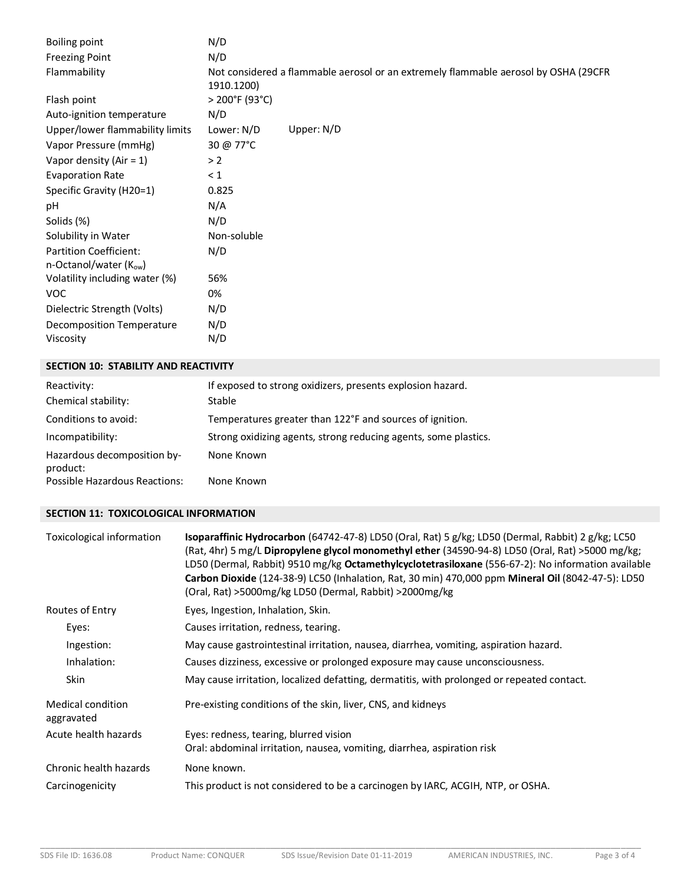| | |
|---|---|
| Boiling point | N/D |
| Freezing Point | N/D |
| Flammability | Not considered a flammable aerosol or an extremely flammable aerosol by OSHA (29CFR 1910.1200) |
| Flash point | > 200°F (93°C) |
| Auto-ignition temperature | N/D |
| Upper/lower flammability limits | Lower: N/D Upper: N/D |
| Vapor Pressure (mmHg) | 30 @ 77°C |
| Vapor density (Air = 1) | > 2 |
| Evaporation Rate | < 1 |
| Specific Gravity (H20=1) | 0.825 |
| pH | N/A |
| Solids (%) | N/D |
| Solubility in Water | Non-soluble |
| Partition Coefficient: n-Octanol/water ($K_{ow}$) | N/D |
| Volatility including water (%) | 56% |
| VOC | 0% |
| Dielectric Strength (Volts) | N/D |
| Decomposition Temperature | N/D |
| Viscosity | N/D |

## SECTION 10: STABILITY AND REACTIVITY

| | |
|---|---|
| Reactivity: | If exposed to strong oxidizers, presents explosion hazard. |
| Chemical stability: | Stable |
| Conditions to avoid: | Temperatures greater than 122°F and sources of ignition. |
| Incompatibility: | Strong oxidizing agents, strong reducing agents, some plastics. |
| Hazardous decomposition by-product: | None Known |
| Possible Hazardous Reactions: | None Known |

## SECTION 11: TOXICOLOGICAL INFORMATION

| | |
|---|---|
| Toxicological information | **Isoparaffinic Hydrocarbon** (64742-47-8) LD50 (Oral, Rat) 5 g/kg; LD50 (Dermal, Rabbit) 2 g/kg; LC50 (Rat, 4hr) 5 mg/L **Dipropylene glycol monomethyl ether** (34590-94-8) LD50 (Oral, Rat) >5000 mg/kg; LD50 (Dermal, Rabbit) 9510 mg/kg **Octamethylcyclotetrasiloxane** (556-67-2): No information available **Carbon Dioxide** (124-38-9) LC50 (Inhalation, Rat, 30 min) 470,000 ppm **Mineral Oil** (8042-47-5): LD50 (Oral, Rat) >5000mg/kg LD50 (Dermal, Rabbit) >2000mg/kg |
| Routes of Entry | Eyes, Ingestion, Inhalation, Skin. |
| Eyes: | Causes irritation, redness, tearing. |
| Ingestion: | May cause gastrointestinal irritation, nausea, diarrhea, vomiting, aspiration hazard. |
| Inhalation: | Causes dizziness, excessive or prolonged exposure may cause unconsciousness. |
| Skin | May cause irritation, localized defatting, dermatitis, with prolonged or repeated contact. |
| Medical condition aggravated | Pre-existing conditions of the skin, liver, CNS, and kidneys |
| Acute health hazards | Eyes: redness, tearing, blurred vision<br>Oral: abdominal irritation, nausea, vomiting, diarrhea, aspiration risk |
| Chronic health hazards | None known. |
| Carcinogenicity | This product is not considered to be a carcinogen by IARC, ACGIH, NTP, or OSHA. |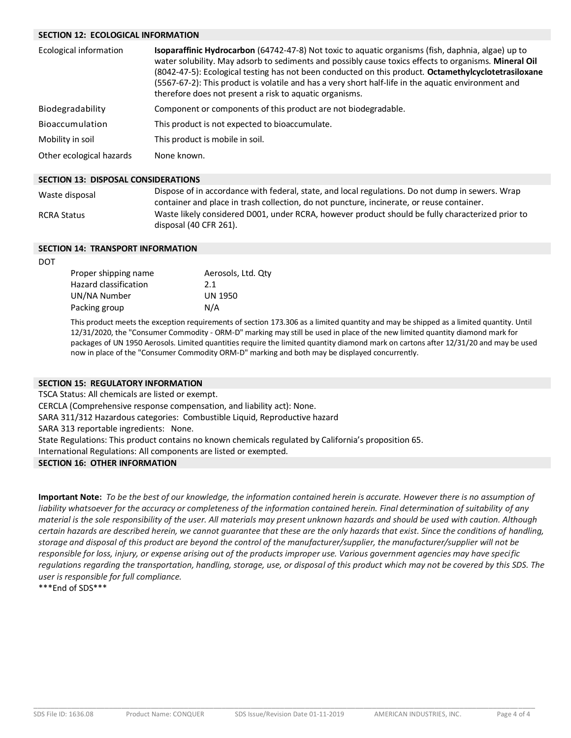## SECTION 12: ECOLOGICAL INFORMATION

| | |
|---|---|
| Ecological information | **Isoparaffinic Hydrocarbon** (64742-47-8) Not toxic to aquatic organisms (fish, daphnia, algae) up to water solubility. May adsorb to sediments and possibly cause toxics effects to organisms. **Mineral Oil** (8042-47-5): Ecological testing has not been conducted on this product. **Octamethylcyclotetrasiloxane** (5567-67-2): This product is volatile and has a very short half-life in the aquatic environment and therefore does not present a risk to aquatic organisms. |
| Biodegradability | Component or components of this product are not biodegradable. |
| Bioaccumulation | This product is not expected to bioaccumulate. |
| Mobility in soil | This product is mobile in soil. |
| Other ecological hazards | None known. |

## SECTION 13: DISPOSAL CONSIDERATIONS

| | |
|---|---|
| Waste disposal | Dispose of in accordance with federal, state, and local regulations. Do not dump in sewers. Wrap container and place in trash collection, do not puncture, incinerate, or reuse container. |
| RCRA Status | Waste likely considered D001, under RCRA, however product should be fully characterized prior to disposal (40 CFR 261). |

## SECTION 14: TRANSPORT INFORMATION

DOT

| | |
|---|---|
| Proper shipping name | Aerosols, Ltd. Qty |
| Hazard classification | 2.1 |
| UN/NA Number | UN 1950 |
| Packing group | N/A |

This product meets the exception requirements of section 173.306 as a limited quantity and may be shipped as a limited quantity. Until 12/31/2020, the "Consumer Commodity - ORM-D" marking may still be used in place of the new limited quantity diamond mark for packages of UN 1950 Aerosols. Limited quantities require the limited quantity diamond mark on cartons after 12/31/20 and may be used now in place of the "Consumer Commodity ORM-D" marking and both may be displayed concurrently.

## SECTION 15: REGULATORY INFORMATION

TSCA Status: All chemicals are listed or exempt.

CERCLA (Comprehensive response compensation, and liability act): None.

SARA 311/312 Hazardous categories: Combustible Liquid, Reproductive hazard

SARA 313 reportable ingredients: None.

State Regulations: This product contains no known chemicals regulated by California's proposition 65.

International Regulations: All components are listed or exempted.

## SECTION 16: OTHER INFORMATION

**Important Note:** *To be the best of our knowledge, the information contained herein is accurate. However there is no assumption of liability whatsoever for the accuracy or completeness of the information contained herein. Final determination of suitability of any material is the sole responsibility of the user. All materials may present unknown hazards and should be used with caution. Although certain hazards are described herein, we cannot guarantee that these are the only hazards that exist. Since the conditions of handling, storage and disposal of this product are beyond the control of the manufacturer/supplier, the manufacturer/supplier will not be responsible for loss, injury, or expense arising out of the products improper use. Various government agencies may have specific regulations regarding the transportation, handling, storage, use, or disposal of this product which may not be covered by this SDS. The user is responsible for full compliance.*

***End of SDS***